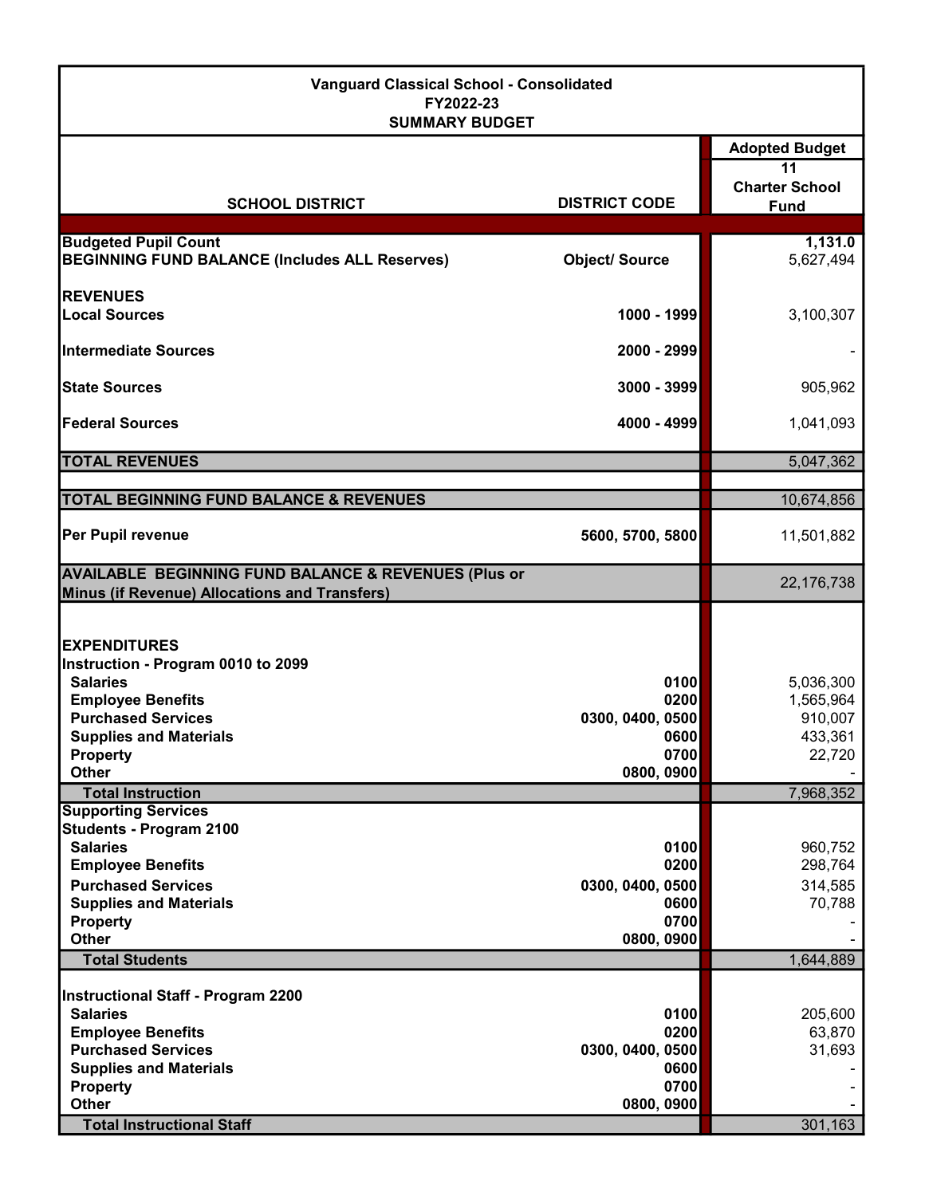**Vanguard Classical School - Consolidated**
**FY2022-23**
**SUMMARY BUDGET**

| SCHOOL DISTRICT | DISTRICT CODE | Adopted Budget 11 Charter School Fund |
|---|---|---|
| **Budgeted Pupil Count** | | **1,131.0** |
| **BEGINNING FUND BALANCE (Includes ALL Reserves)** | **Object/ Source** | 5,627,494 |
| **REVENUES** | | |
| **Local Sources** | **1000 - 1999** | 3,100,307 |
| **Intermediate Sources** | **2000 - 2999** | - |
| **State Sources** | **3000 - 3999** | 905,962 |
| **Federal Sources** | **4000 - 4999** | 1,041,093 |
| **TOTAL REVENUES** | | 5,047,362 |
| **TOTAL BEGINNING FUND BALANCE & REVENUES** | | 10,674,856 |
| **Per Pupil revenue** | **5600, 5700, 5800** | 11,501,882 |
| **AVAILABLE BEGINNING FUND BALANCE & REVENUES (Plus or Minus (if Revenue) Allocations and Transfers)** | | 22,176,738 |
| **EXPENDITURES** | | |
| **Instruction - Program 0010 to 2099** | | |
| **Salaries** | **0100** | 5,036,300 |
| **Employee Benefits** | **0200** | 1,565,964 |
| **Purchased Services** | **0300, 0400, 0500** | 910,007 |
| **Supplies and Materials** | **0600** | 433,361 |
| **Property** | **0700** | 22,720 |
| **Other** | **0800, 0900** | - |
| **Total Instruction** | | 7,968,352 |
| **Supporting Services** | | |
| **Students - Program 2100** | | |
| **Salaries** | **0100** | 960,752 |
| **Employee Benefits** | **0200** | 298,764 |
| **Purchased Services** | **0300, 0400, 0500** | 314,585 |
| **Supplies and Materials** | **0600** | 70,788 |
| **Property** | **0700** | - |
| **Other** | **0800, 0900** | - |
| **Total Students** | | 1,644,889 |
| **Instructional Staff - Program 2200** | | |
| **Salaries** | **0100** | 205,600 |
| **Employee Benefits** | **0200** | 63,870 |
| **Purchased Services** | **0300, 0400, 0500** | 31,693 |
| **Supplies and Materials** | **0600** | - |
| **Property** | **0700** | - |
| **Other** | **0800, 0900** | - |
| **Total Instructional Staff** | | 301,163 |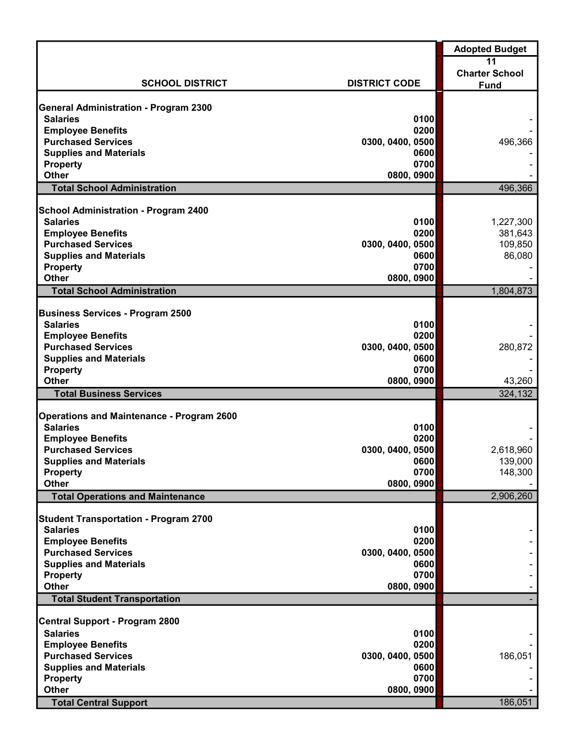| SCHOOL DISTRICT | DISTRICT CODE | Adopted Budget<br>11<br>Charter School Fund |
|---|---|---|
| **General Administration - Program 2300** | | |
| Salaries | 0100 | - |
| Employee Benefits | 0200 | - |
| Purchased Services | 0300, 0400, 0500 | 496,366 |
| Supplies and Materials | 0600 | - |
| Property | 0700 | - |
| Other | 0800, 0900 | - |
| **Total School Administration** | | 496,366 |
| **School Administration - Program 2400** | | |
| Salaries | 0100 | 1,227,300 |
| Employee Benefits | 0200 | 381,643 |
| Purchased Services | 0300, 0400, 0500 | 109,850 |
| Supplies and Materials | 0600 | 86,080 |
| Property | 0700 | - |
| Other | 0800, 0900 | - |
| **Total School Administration** | | 1,804,873 |
| **Business Services - Program 2500** | | |
| Salaries | 0100 | - |
| Employee Benefits | 0200 | - |
| Purchased Services | 0300, 0400, 0500 | 280,872 |
| Supplies and Materials | 0600 | - |
| Property | 0700 | - |
| Other | 0800, 0900 | 43,260 |
| **Total Business Services** | | 324,132 |
| **Operations and Maintenance - Program 2600** | | |
| Salaries | 0100 | - |
| Employee Benefits | 0200 | - |
| Purchased Services | 0300, 0400, 0500 | 2,618,960 |
| Supplies and Materials | 0600 | 139,000 |
| Property | 0700 | 148,300 |
| Other | 0800, 0900 | - |
| **Total Operations and Maintenance** | | 2,906,260 |
| **Student Transportation - Program 2700** | | |
| Salaries | 0100 | - |
| Employee Benefits | 0200 | - |
| Purchased Services | 0300, 0400, 0500 | - |
| Supplies and Materials | 0600 | - |
| Property | 0700 | - |
| Other | 0800, 0900 | - |
| **Total Student Transportation** | | - |
| **Central Support - Program 2800** | | |
| Salaries | 0100 | - |
| Employee Benefits | 0200 | - |
| Purchased Services | 0300, 0400, 0500 | 186,051 |
| Supplies and Materials | 0600 | - |
| Property | 0700 | - |
| Other | 0800, 0900 | - |
| **Total Central Support** | | 186,051 |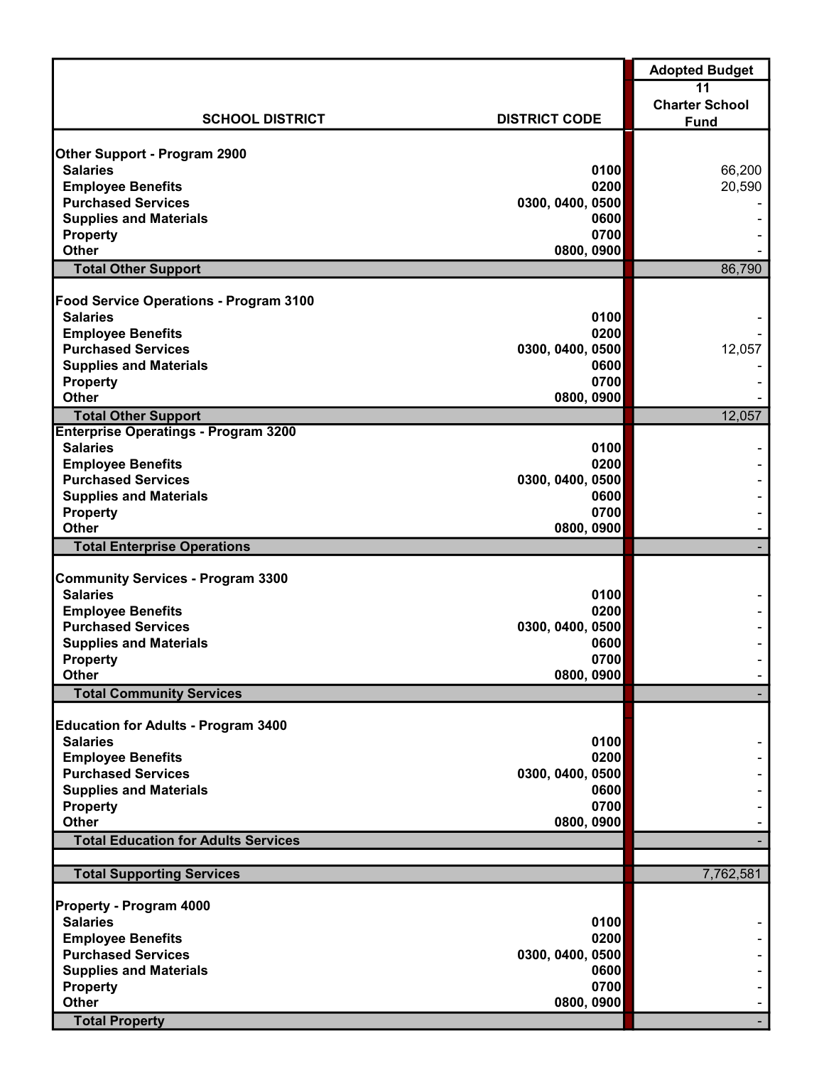| SCHOOL DISTRICT | DISTRICT CODE | Adopted Budget<br>11<br>Charter School Fund |
|---|---|---|
| **Other Support - Program 2900** | | |
| Salaries | 0100 | 66,200 |
| Employee Benefits | 0200 | 20,590 |
| Purchased Services | 0300, 0400, 0500 | - |
| Supplies and Materials | 0600 | - |
| Property | 0700 | - |
| Other | 0800, 0900 | - |
| **Total Other Support** | | 86,790 |
| **Food Service Operations - Program 3100** | | |
| Salaries | 0100 | - |
| Employee Benefits | 0200 | - |
| Purchased Services | 0300, 0400, 0500 | 12,057 |
| Supplies and Materials | 0600 | - |
| Property | 0700 | - |
| Other | 0800, 0900 | - |
| **Total Other Support** | | 12,057 |
| **Enterprise Operatings - Program 3200** | | |
| Salaries | 0100 | - |
| Employee Benefits | 0200 | - |
| Purchased Services | 0300, 0400, 0500 | - |
| Supplies and Materials | 0600 | - |
| Property | 0700 | - |
| Other | 0800, 0900 | - |
| **Total Enterprise Operations** | | - |
| **Community Services - Program 3300** | | |
| Salaries | 0100 | - |
| Employee Benefits | 0200 | - |
| Purchased Services | 0300, 0400, 0500 | - |
| Supplies and Materials | 0600 | - |
| Property | 0700 | - |
| Other | 0800, 0900 | - |
| **Total Community Services** | | - |
| **Education for Adults - Program 3400** | | |
| Salaries | 0100 | - |
| Employee Benefits | 0200 | - |
| Purchased Services | 0300, 0400, 0500 | - |
| Supplies and Materials | 0600 | - |
| Property | 0700 | - |
| Other | 0800, 0900 | - |
| **Total Education for Adults Services** | | - |
| **Total Supporting Services** | | 7,762,581 |
| **Property - Program 4000** | | |
| Salaries | 0100 | - |
| Employee Benefits | 0200 | - |
| Purchased Services | 0300, 0400, 0500 | - |
| Supplies and Materials | 0600 | - |
| Property | 0700 | - |
| Other | 0800, 0900 | - |
| **Total Property** | | - |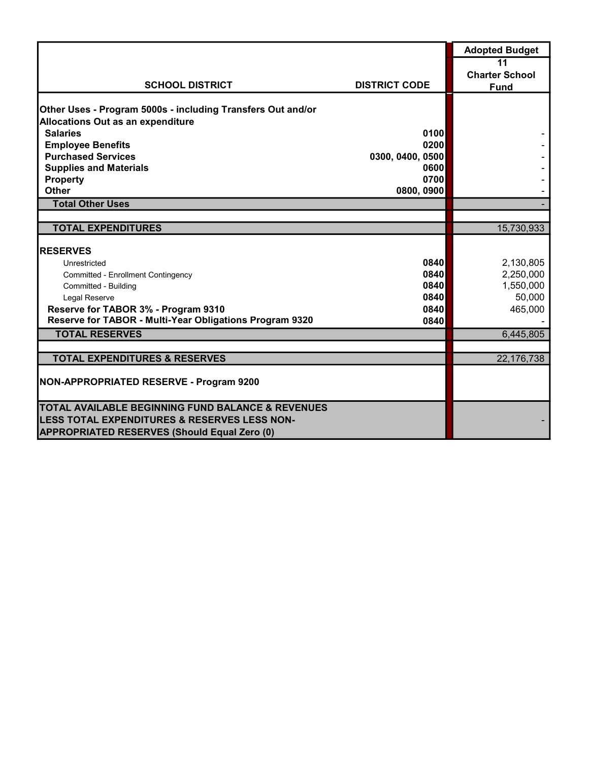| SCHOOL DISTRICT | DISTRICT CODE | Adopted Budget<br>11<br>Charter School Fund |
|---|---|---|
| **Other Uses - Program 5000s - including Transfers Out and/or Allocations Out as an expenditure** | | |
| **Salaries** | **0100** | - |
| **Employee Benefits** | **0200** | - |
| **Purchased Services** | **0300, 0400, 0500** | - |
| **Supplies and Materials** | **0600** | - |
| **Property** | **0700** | - |
| **Other** | **0800, 0900** | - |
| **Total Other Uses** | | - |
| | | |
| **TOTAL EXPENDITURES** | | 15,730,933 |
| **RESERVES** | | |
| Unrestricted | **0840** | 2,130,805 |
| Committed - Enrollment Contingency | **0840** | 2,250,000 |
| Committed - Building | **0840** | 1,550,000 |
| Legal Reserve | **0840** | 50,000 |
| **Reserve for TABOR 3% - Program 9310** | **0840** | 465,000 |
| **Reserve for TABOR - Multi-Year Obligations Program 9320** | **0840** | - |
| **TOTAL RESERVES** | | 6,445,805 |
| | | |
| **TOTAL EXPENDITURES & RESERVES** | | 22,176,738 |
| **NON-APPROPRIATED RESERVE - Program 9200** | | |
| **TOTAL AVAILABLE BEGINNING FUND BALANCE & REVENUES LESS TOTAL EXPENDITURES & RESERVES LESS NON-APPROPRIATED RESERVES (Should Equal Zero (0)** | | - |